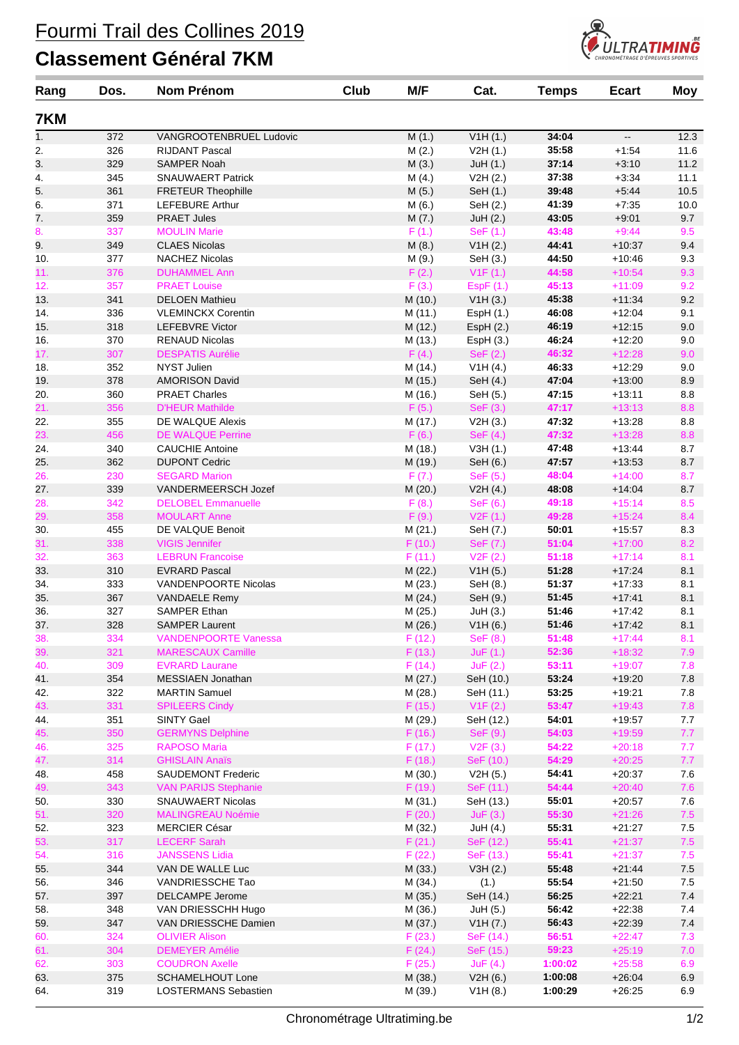# Fourmi Trail des Collines 2019

## Classement Général 7KM

| Rang | Dos. | Nom Prénom | Club | M/F | Cat. | Temps | Ecart | Moy |
|---|---|---|---|---|---|---|---|---|
| **7KM** | | | | | | | | |
| 1. | 372 | VANGROOTENBRUEL Ludovic | | M (1.) | V1H (1.) | **34:04** | -- | 12.3 |
| 2. | 326 | RIJDANT Pascal | | M (2.) | V2H (1.) | **35:58** | +1:54 | 11.6 |
| 3. | 329 | SAMPER Noah | | M (3.) | JuH (1.) | **37:14** | +3:10 | 11.2 |
| 4. | 345 | SNAUWAERT Patrick | | M (4.) | V2H (2.) | **37:38** | +3:34 | 11.1 |
| 5. | 361 | FRETEUR Theophille | | M (5.) | SeH (1.) | **39:48** | +5:44 | 10.5 |
| 6. | 371 | LEFEBURE Arthur | | M (6.) | SeH (2.) | **41:39** | +7:35 | 10.0 |
| 7. | 359 | PRAET Jules | | M (7.) | JuH (2.) | **43:05** | +9:01 | 9.7 |
| 8. | 337 | MOULIN Marie | | F (1.) | SeF (1.) | **43:48** | +9:44 | 9.5 |
| 9. | 349 | CLAES Nicolas | | M (8.) | V1H (2.) | **44:41** | +10:37 | 9.4 |
| 10. | 377 | NACHEZ Nicolas | | M (9.) | SeH (3.) | **44:50** | +10:46 | 9.3 |
| 11. | 376 | DUHAMMEL Ann | | F (2.) | V1F (1.) | **44:58** | +10:54 | 9.3 |
| 12. | 357 | PRAET Louise | | F (3.) | EspF (1.) | **45:13** | +11:09 | 9.2 |
| 13. | 341 | DELOEN Mathieu | | M (10.) | V1H (3.) | **45:38** | +11:34 | 9.2 |
| 14. | 336 | VLEMINCKX Corentin | | M (11.) | EspH (1.) | **46:08** | +12:04 | 9.1 |
| 15. | 318 | LEFEBVRE Victor | | M (12.) | EspH (2.) | **46:19** | +12:15 | 9.0 |
| 16. | 370 | RENAUD Nicolas | | M (13.) | EspH (3.) | **46:24** | +12:20 | 9.0 |
| 17. | 307 | DESPATIS Aurélie | | F (4.) | SeF (2.) | **46:32** | +12:28 | 9.0 |
| 18. | 352 | NYST Julien | | M (14.) | V1H (4.) | **46:33** | +12:29 | 9.0 |
| 19. | 378 | AMORISON David | | M (15.) | SeH (4.) | **47:04** | +13:00 | 8.9 |
| 20. | 360 | PRAET Charles | | M (16.) | SeH (5.) | **47:15** | +13:11 | 8.8 |
| 21. | 356 | D'HEUR Mathilde | | F (5.) | SeF (3.) | **47:17** | +13:13 | 8.8 |
| 22. | 355 | DE WALQUE Alexis | | M (17.) | V2H (3.) | **47:32** | +13:28 | 8.8 |
| 23. | 456 | DE WALQUE Perrine | | F (6.) | SeF (4.) | **47:32** | +13:28 | 8.8 |
| 24. | 340 | CAUCHIE Antoine | | M (18.) | V3H (1.) | **47:48** | +13:44 | 8.7 |
| 25. | 362 | DUPONT Cedric | | M (19.) | SeH (6.) | **47:57** | +13:53 | 8.7 |
| 26. | 230 | SEGARD Marion | | F (7.) | SeF (5.) | **48:04** | +14:00 | 8.7 |
| 27. | 339 | VANDERMEERSCH Jozef | | M (20.) | V2H (4.) | **48:08** | +14:04 | 8.7 |
| 28. | 342 | DELOBEL Emmanuelle | | F (8.) | SeF (6.) | **49:18** | +15:14 | 8.5 |
| 29. | 358 | MOULART Anne | | F (9.) | V2F (1.) | **49:28** | +15:24 | 8.4 |
| 30. | 455 | DE VALQUE Benoit | | M (21.) | SeH (7.) | **50:01** | +15:57 | 8.3 |
| 31. | 338 | VIGIS Jennifer | | F (10.) | SeF (7.) | **51:04** | +17:00 | 8.2 |
| 32. | 363 | LEBRUN Francoise | | F (11.) | V2F (2.) | **51:18** | +17:14 | 8.1 |
| 33. | 310 | EVRARD Pascal | | M (22.) | V1H (5.) | **51:28** | +17:24 | 8.1 |
| 34. | 333 | VANDENPOORTE Nicolas | | M (23.) | SeH (8.) | **51:37** | +17:33 | 8.1 |
| 35. | 367 | VANDAELE Remy | | M (24.) | SeH (9.) | **51:45** | +17:41 | 8.1 |
| 36. | 327 | SAMPER Ethan | | M (25.) | JuH (3.) | **51:46** | +17:42 | 8.1 |
| 37. | 328 | SAMPER Laurent | | M (26.) | V1H (6.) | **51:46** | +17:42 | 8.1 |
| 38. | 334 | VANDENPOORTE Vanessa | | F (12.) | SeF (8.) | **51:48** | +17:44 | 8.1 |
| 39. | 321 | MARESCAUX Camille | | F (13.) | JuF (1.) | **52:36** | +18:32 | 7.9 |
| 40. | 309 | EVRARD Laurane | | F (14.) | JuF (2.) | **53:11** | +19:07 | 7.8 |
| 41. | 354 | MESSIAEN Jonathan | | M (27.) | SeH (10.) | **53:24** | +19:20 | 7.8 |
| 42. | 322 | MARTIN Samuel | | M (28.) | SeH (11.) | **53:25** | +19:21 | 7.8 |
| 43. | 331 | SPILEERS Cindy | | F (15.) | V1F (2.) | **53:47** | +19:43 | 7.8 |
| 44. | 351 | SINTY Gael | | M (29.) | SeH (12.) | **54:01** | +19:57 | 7.7 |
| 45. | 350 | GERMYNS Delphine | | F (16.) | SeF (9.) | **54:03** | +19:59 | 7.7 |
| 46. | 325 | RAPOSO Maria | | F (17.) | V2F (3.) | **54:22** | +20:18 | 7.7 |
| 47. | 314 | GHISLAIN Anaïs | | F (18.) | SeF (10.) | **54:29** | +20:25 | 7.7 |
| 48. | 458 | SAUDEMONT Frederic | | M (30.) | V2H (5.) | **54:41** | +20:37 | 7.6 |
| 49. | 343 | VAN PARIJS Stephanie | | F (19.) | SeF (11.) | **54:44** | +20:40 | 7.6 |
| 50. | 330 | SNAUWAERT Nicolas | | M (31.) | SeH (13.) | **55:01** | +20:57 | 7.6 |
| 51. | 320 | MALINGREAU Noémie | | F (20.) | JuF (3.) | **55:30** | +21:26 | 7.5 |
| 52. | 323 | MERCIER César | | M (32.) | JuH (4.) | **55:31** | +21:27 | 7.5 |
| 53. | 317 | LECERF Sarah | | F (21.) | SeF (12.) | **55:41** | +21:37 | 7.5 |
| 54. | 316 | JANSSENS Lidia | | F (22.) | SeF (13.) | **55:41** | +21:37 | 7.5 |
| 55. | 344 | VAN DE WALLE Luc | | M (33.) | V3H (2.) | **55:48** | +21:44 | 7.5 |
| 56. | 346 | VANDRIESSCHE Tao | | M (34.) | (1.) | **55:54** | +21:50 | 7.5 |
| 57. | 397 | DELCAMPE Jerome | | M (35.) | SeH (14.) | **56:25** | +22:21 | 7.4 |
| 58. | 348 | VAN DRIESSCHH Hugo | | M (36.) | JuH (5.) | **56:42** | +22:38 | 7.4 |
| 59. | 347 | VAN DRIESSCHE Damien | | M (37.) | V1H (7.) | **56:43** | +22:39 | 7.4 |
| 60. | 324 | OLIVIER Alison | | F (23.) | SeF (14.) | **56:51** | +22:47 | 7.3 |
| 61. | 304 | DEMEYER Amélie | | F (24.) | SeF (15.) | **59:23** | +25:19 | 7.0 |
| 62. | 303 | COUDRON Axelle | | F (25.) | JuF (4.) | **1:00:02** | +25:58 | 6.9 |
| 63. | 375 | SCHAMELHOUT Lone | | M (38.) | V2H (6.) | **1:00:08** | +26:04 | 6.9 |
| 64. | 319 | LOSTERMANS Sebastien | | M (39.) | V1H (8.) | **1:00:29** | +26:25 | 6.9 |

Chronométrage Ultratiming.be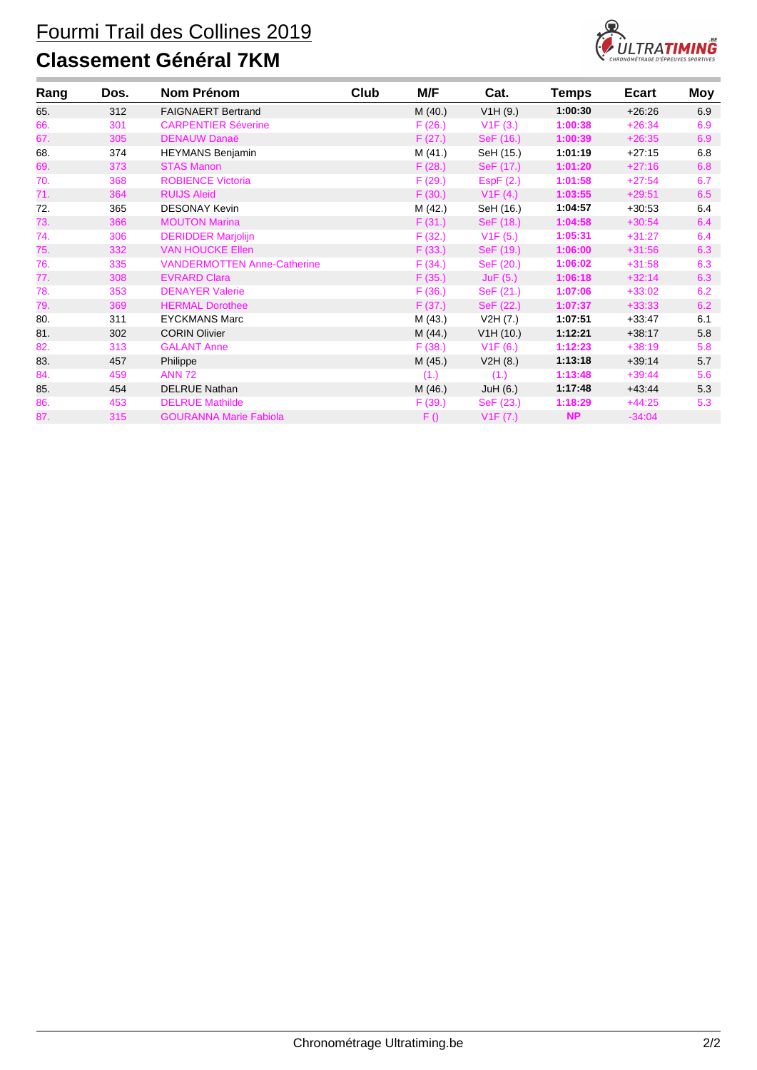# Fourmi Trail des Collines 2019

## Classement Général 7KM

| Rang | Dos. | Nom Prénom | Club | M/F | Cat. | Temps | Ecart | Moy |
|---|---|---|---|---|---|---|---|---|
| 65. | 312 | FAIGNAERT Bertrand | | M (40.) | V1H (9.) | **1:00:30** | +26:26 | 6.9 |
| 66. | 301 | CARPENTIER Séverine | | F (26.) | V1F (3.) | **1:00:38** | +26:34 | 6.9 |
| 67. | 305 | DENAUW Danaë | | F (27.) | SeF (16.) | **1:00:39** | +26:35 | 6.9 |
| 68. | 374 | HEYMANS Benjamin | | M (41.) | SeH (15.) | **1:01:19** | +27:15 | 6.8 |
| 69. | 373 | STAS Manon | | F (28.) | SeF (17.) | **1:01:20** | +27:16 | 6.8 |
| 70. | 368 | ROBIENCE Victoria | | F (29.) | EspF (2.) | **1:01:58** | +27:54 | 6.7 |
| 71. | 364 | RUIJS Aleid | | F (30.) | V1F (4.) | **1:03:55** | +29:51 | 6.5 |
| 72. | 365 | DESONAY Kevin | | M (42.) | SeH (16.) | **1:04:57** | +30:53 | 6.4 |
| 73. | 366 | MOUTON Marina | | F (31.) | SeF (18.) | **1:04:58** | +30:54 | 6.4 |
| 74. | 306 | DERIDDER Marjolijn | | F (32.) | V1F (5.) | **1:05:31** | +31:27 | 6.4 |
| 75. | 332 | VAN HOUCKE Ellen | | F (33.) | SeF (19.) | **1:06:00** | +31:56 | 6.3 |
| 76. | 335 | VANDERMOTTEN Anne-Catherine | | F (34.) | SeF (20.) | **1:06:02** | +31:58 | 6.3 |
| 77. | 308 | EVRARD Clara | | F (35.) | JuF (5.) | **1:06:18** | +32:14 | 6.3 |
| 78. | 353 | DENAYER Valerie | | F (36.) | SeF (21.) | **1:07:06** | +33:02 | 6.2 |
| 79. | 369 | HERMAL Dorothee | | F (37.) | SeF (22.) | **1:07:37** | +33:33 | 6.2 |
| 80. | 311 | EYCKMANS Marc | | M (43.) | V2H (7.) | **1:07:51** | +33:47 | 6.1 |
| 81. | 302 | CORIN Olivier | | M (44.) | V1H (10.) | **1:12:21** | +38:17 | 5.8 |
| 82. | 313 | GALANT Anne | | F (38.) | V1F (6.) | **1:12:23** | +38:19 | 5.8 |
| 83. | 457 | Philippe | | M (45.) | V2H (8.) | **1:13:18** | +39:14 | 5.7 |
| 84. | 459 | ANN 72 | | (1.) | (1.) | **1:13:48** | +39:44 | 5.6 |
| 85. | 454 | DELRUE Nathan | | M (46.) | JuH (6.) | **1:17:48** | +43:44 | 5.3 |
| 86. | 453 | DELRUE Mathilde | | F (39.) | SeF (23.) | **1:18:29** | +44:25 | 5.3 |
| 87. | 315 | GOURANNA Marie Fabiola | | F () | V1F (7.) | **NP** | -34:04 | |

Chronométrage Ultratiming.be